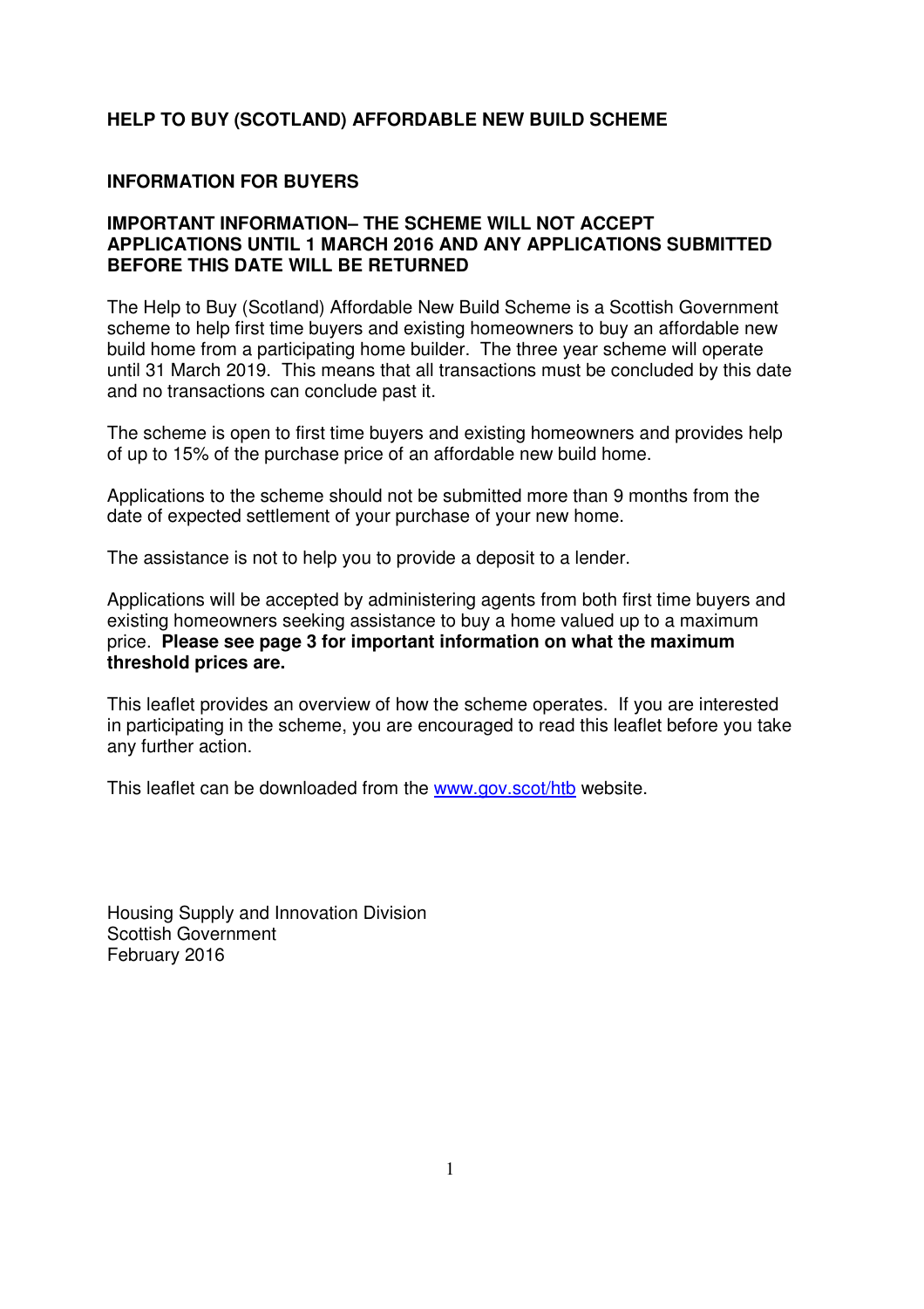# HELP TO BUY (SCOTLAND) AFFORDABLE NEW BUILD SCHEME

## INFORMATION FOR BUYERS

**IMPORTANT INFORMATION– THE SCHEME WILL NOT ACCEPT APPLICATIONS UNTIL 1 MARCH 2016 AND ANY APPLICATIONS SUBMITTED BEFORE THIS DATE WILL BE RETURNED**

The Help to Buy (Scotland) Affordable New Build Scheme is a Scottish Government scheme to help first time buyers and existing homeowners to buy an affordable new build home from a participating home builder. The three year scheme will operate until 31 March 2019. This means that all transactions must be concluded by this date and no transactions can conclude past it.

The scheme is open to first time buyers and existing homeowners and provides help of up to 15% of the purchase price of an affordable new build home.

Applications to the scheme should not be submitted more than 9 months from the date of expected settlement of your purchase of your new home.

The assistance is not to help you to provide a deposit to a lender.

Applications will be accepted by administering agents from both first time buyers and existing homeowners seeking assistance to buy a home valued up to a maximum price. **Please see page 3 for important information on what the maximum threshold prices are.**

This leaflet provides an overview of how the scheme operates. If you are interested in participating in the scheme, you are encouraged to read this leaflet before you take any further action.

This leaflet can be downloaded from the [www.gov.scot/htb](http://www.gov.scot/htb) website.

Housing Supply and Innovation Division
Scottish Government
February 2016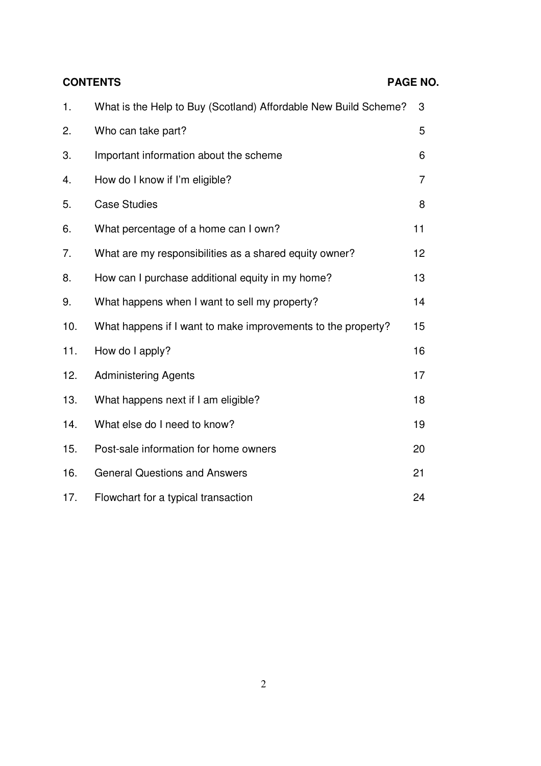| **CONTENTS** | | **PAGE NO.** |
|---|---|---|
| 1. | What is the Help to Buy (Scotland) Affordable New Build Scheme? | 3 |
| 2. | Who can take part? | 5 |
| 3. | Important information about the scheme | 6 |
| 4. | How do I know if I'm eligible? | 7 |
| 5. | Case Studies | 8 |
| 6. | What percentage of a home can I own? | 11 |
| 7. | What are my responsibilities as a shared equity owner? | 12 |
| 8. | How can I purchase additional equity in my home? | 13 |
| 9. | What happens when I want to sell my property? | 14 |
| 10. | What happens if I want to make improvements to the property? | 15 |
| 11. | How do I apply? | 16 |
| 12. | Administering Agents | 17 |
| 13. | What happens next if I am eligible? | 18 |
| 14. | What else do I need to know? | 19 |
| 15. | Post-sale information for home owners | 20 |
| 16. | General Questions and Answers | 21 |
| 17. | Flowchart for a typical transaction | 24 |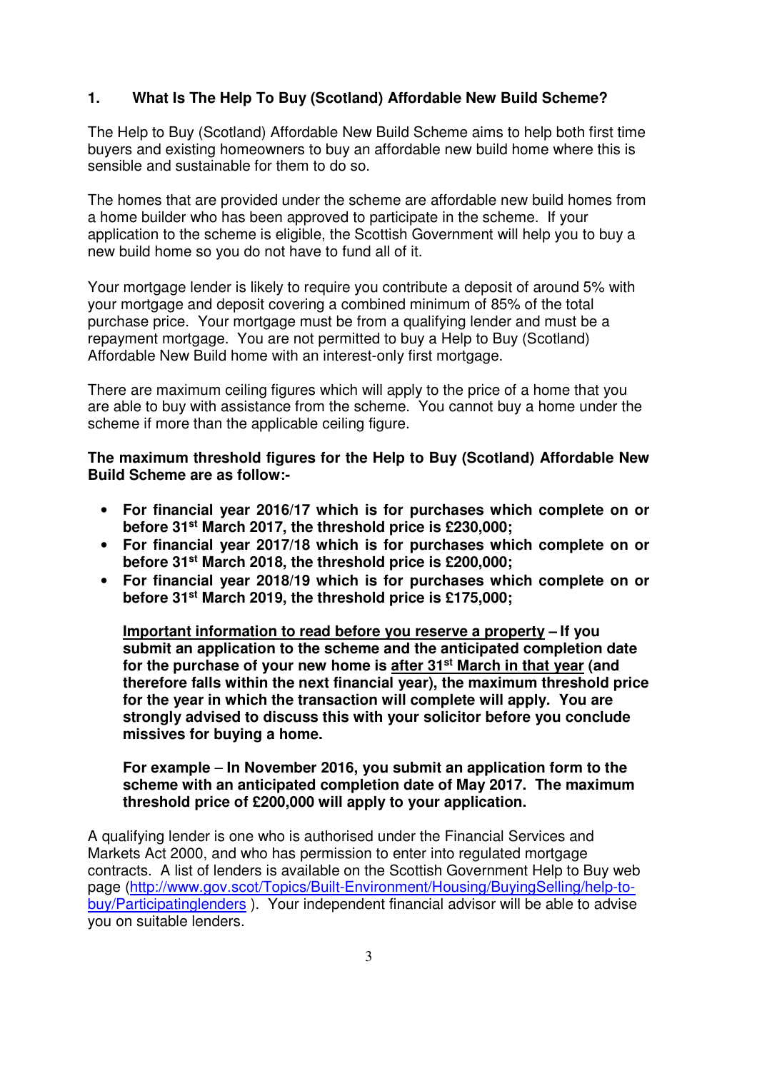## 1. What Is The Help To Buy (Scotland) Affordable New Build Scheme?

The Help to Buy (Scotland) Affordable New Build Scheme aims to help both first time buyers and existing homeowners to buy an affordable new build home where this is sensible and sustainable for them to do so.

The homes that are provided under the scheme are affordable new build homes from a home builder who has been approved to participate in the scheme. If your application to the scheme is eligible, the Scottish Government will help you to buy a new build home so you do not have to fund all of it.

Your mortgage lender is likely to require you contribute a deposit of around 5% with your mortgage and deposit covering a combined minimum of 85% of the total purchase price. Your mortgage must be from a qualifying lender and must be a repayment mortgage. You are not permitted to buy a Help to Buy (Scotland) Affordable New Build home with an interest-only first mortgage.

There are maximum ceiling figures which will apply to the price of a home that you are able to buy with assistance from the scheme. You cannot buy a home under the scheme if more than the applicable ceiling figure.

**The maximum threshold figures for the Help to Buy (Scotland) Affordable New Build Scheme are as follow:-**

- **For financial year 2016/17 which is for purchases which complete on or before 31st March 2017, the threshold price is £230,000;**
- **For financial year 2017/18 which is for purchases which complete on or before 31st March 2018, the threshold price is £200,000;**
- **For financial year 2018/19 which is for purchases which complete on or before 31st March 2019, the threshold price is £175,000;**

  **Important information to read before you reserve a property – If you submit an application to the scheme and the anticipated completion date for the purchase of your new home is after 31st March in that year (and therefore falls within the next financial year), the maximum threshold price for the year in which the transaction will complete will apply. You are strongly advised to discuss this with your solicitor before you conclude missives for buying a home.**

  **For example – In November 2016, you submit an application form to the scheme with an anticipated completion date of May 2017. The maximum threshold price of £200,000 will apply to your application.**

A qualifying lender is one who is authorised under the Financial Services and Markets Act 2000, and who has permission to enter into regulated mortgage contracts. A list of lenders is available on the Scottish Government Help to Buy web page (http://www.gov.scot/Topics/Built-Environment/Housing/BuyingSelling/help-to-buy/Participatinglenders ). Your independent financial advisor will be able to advise you on suitable lenders.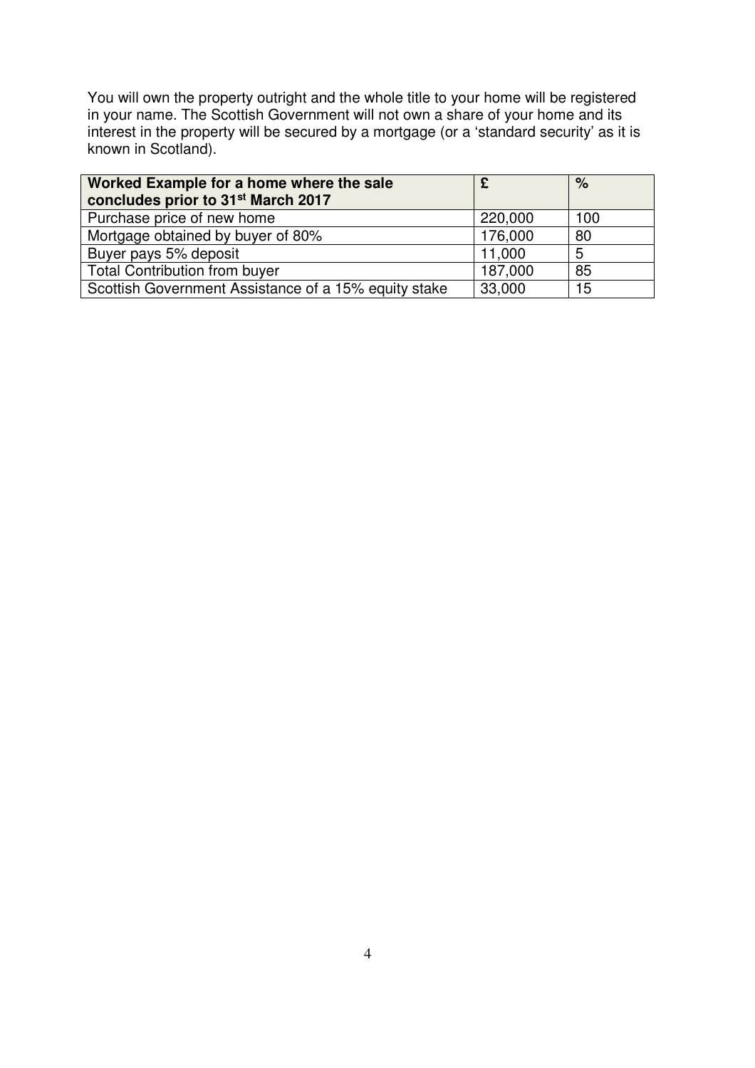You will own the property outright and the whole title to your home will be registered in your name. The Scottish Government will not own a share of your home and its interest in the property will be secured by a mortgage (or a 'standard security' as it is known in Scotland).

| Worked Example for a home where the sale concludes prior to 31st March 2017 | £ | % |
|---|---|---|
| Purchase price of new home | 220,000 | 100 |
| Mortgage obtained by buyer of 80% | 176,000 | 80 |
| Buyer pays 5% deposit | 11,000 | 5 |
| Total Contribution from buyer | 187,000 | 85 |
| Scottish Government Assistance of a 15% equity stake | 33,000 | 15 |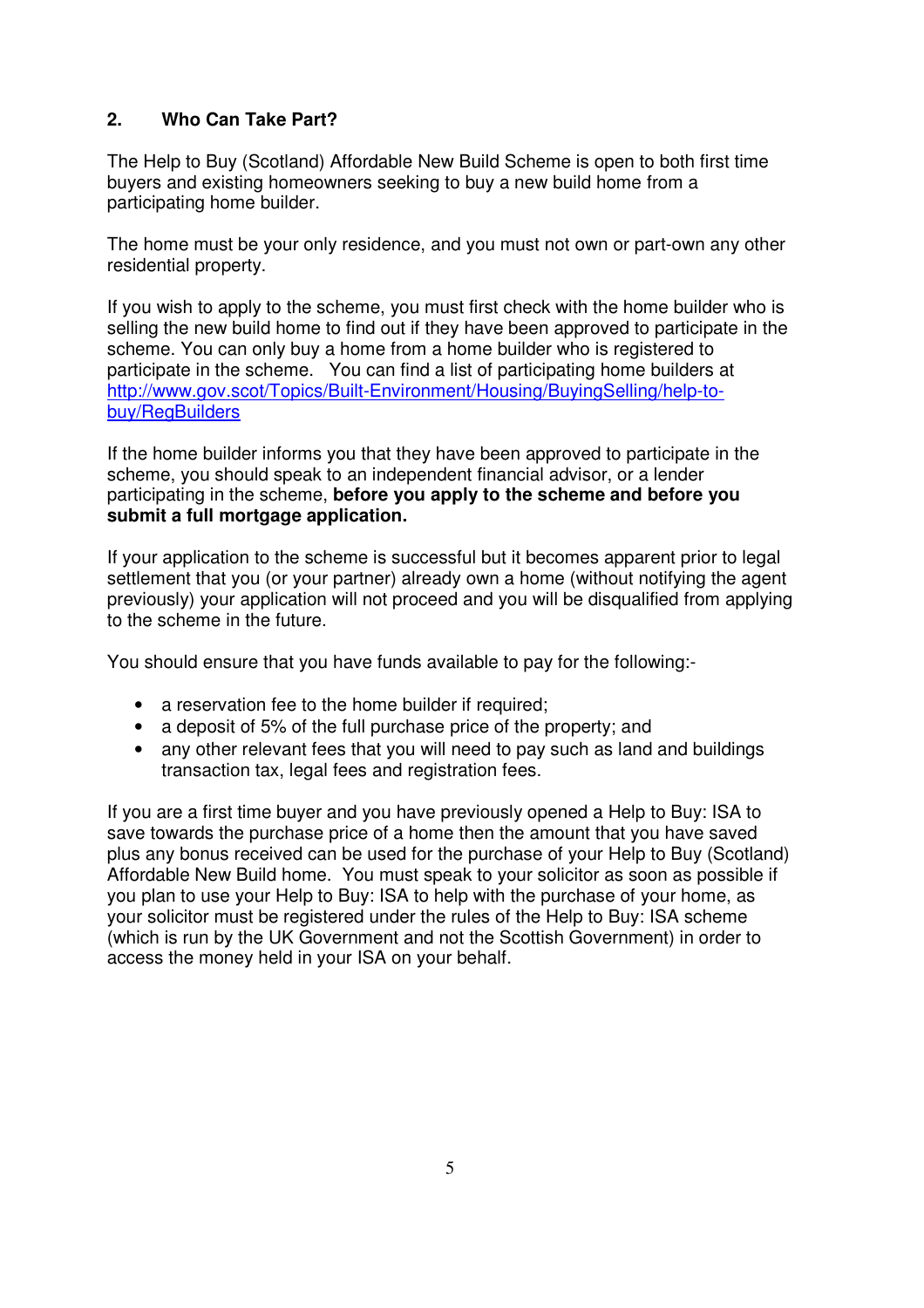## 2. Who Can Take Part?

The Help to Buy (Scotland) Affordable New Build Scheme is open to both first time buyers and existing homeowners seeking to buy a new build home from a participating home builder.

The home must be your only residence, and you must not own or part-own any other residential property.

If you wish to apply to the scheme, you must first check with the home builder who is selling the new build home to find out if they have been approved to participate in the scheme. You can only buy a home from a home builder who is registered to participate in the scheme. You can find a list of participating home builders at [http://www.gov.scot/Topics/Built-Environment/Housing/BuyingSelling/help-to-buy/RegBuilders](http://www.gov.scot/Topics/Built-Environment/Housing/BuyingSelling/help-to-buy/RegBuilders)

If the home builder informs you that they have been approved to participate in the scheme, you should speak to an independent financial advisor, or a lender participating in the scheme, **before you apply to the scheme and before you submit a full mortgage application.**

If your application to the scheme is successful but it becomes apparent prior to legal settlement that you (or your partner) already own a home (without notifying the agent previously) your application will not proceed and you will be disqualified from applying to the scheme in the future.

You should ensure that you have funds available to pay for the following:-

- a reservation fee to the home builder if required;
- a deposit of 5% of the full purchase price of the property; and
- any other relevant fees that you will need to pay such as land and buildings transaction tax, legal fees and registration fees.

If you are a first time buyer and you have previously opened a Help to Buy: ISA to save towards the purchase price of a home then the amount that you have saved plus any bonus received can be used for the purchase of your Help to Buy (Scotland) Affordable New Build home. You must speak to your solicitor as soon as possible if you plan to use your Help to Buy: ISA to help with the purchase of your home, as your solicitor must be registered under the rules of the Help to Buy: ISA scheme (which is run by the UK Government and not the Scottish Government) in order to access the money held in your ISA on your behalf.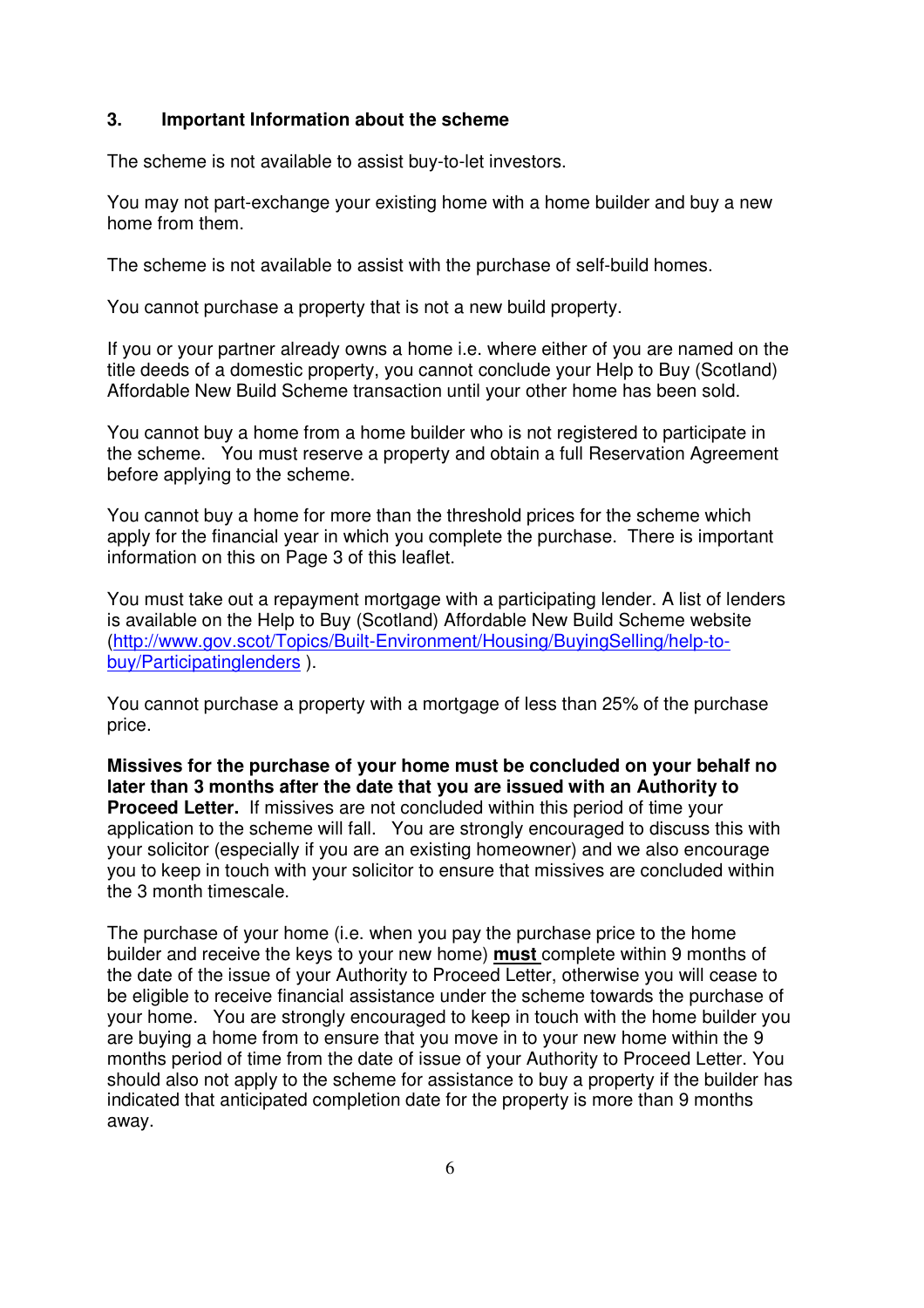### 3. Important Information about the scheme

The scheme is not available to assist buy-to-let investors.

You may not part-exchange your existing home with a home builder and buy a new home from them.

The scheme is not available to assist with the purchase of self-build homes.

You cannot purchase a property that is not a new build property.

If you or your partner already owns a home i.e. where either of you are named on the title deeds of a domestic property, you cannot conclude your Help to Buy (Scotland) Affordable New Build Scheme transaction until your other home has been sold.

You cannot buy a home from a home builder who is not registered to participate in the scheme. You must reserve a property and obtain a full Reservation Agreement before applying to the scheme.

You cannot buy a home for more than the threshold prices for the scheme which apply for the financial year in which you complete the purchase. There is important information on this on Page 3 of this leaflet.

You must take out a repayment mortgage with a participating lender. A list of lenders is available on the Help to Buy (Scotland) Affordable New Build Scheme website (http://www.gov.scot/Topics/Built-Environment/Housing/BuyingSelling/help-to-buy/Participatinglenders ).

You cannot purchase a property with a mortgage of less than 25% of the purchase price.

**Missives for the purchase of your home must be concluded on your behalf no later than 3 months after the date that you are issued with an Authority to Proceed Letter.** If missives are not concluded within this period of time your application to the scheme will fall. You are strongly encouraged to discuss this with your solicitor (especially if you are an existing homeowner) and we also encourage you to keep in touch with your solicitor to ensure that missives are concluded within the 3 month timescale.

The purchase of your home (i.e. when you pay the purchase price to the home builder and receive the keys to your new home) **must** complete within 9 months of the date of the issue of your Authority to Proceed Letter, otherwise you will cease to be eligible to receive financial assistance under the scheme towards the purchase of your home. You are strongly encouraged to keep in touch with the home builder you are buying a home from to ensure that you move in to your new home within the 9 months period of time from the date of issue of your Authority to Proceed Letter. You should also not apply to the scheme for assistance to buy a property if the builder has indicated that anticipated completion date for the property is more than 9 months away.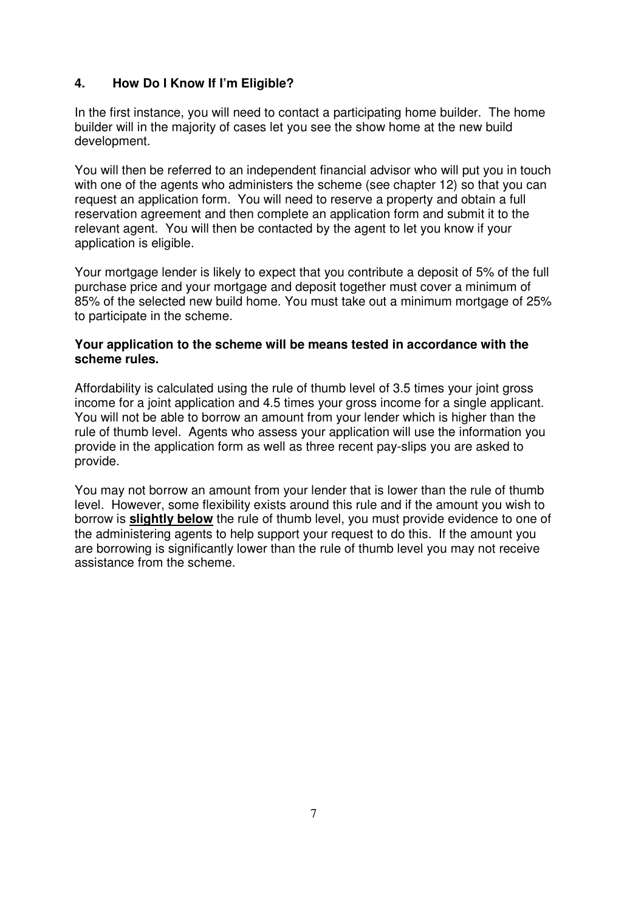## 4. How Do I Know If I'm Eligible?

In the first instance, you will need to contact a participating home builder. The home builder will in the majority of cases let you see the show home at the new build development.

You will then be referred to an independent financial advisor who will put you in touch with one of the agents who administers the scheme (see chapter 12) so that you can request an application form. You will need to reserve a property and obtain a full reservation agreement and then complete an application form and submit it to the relevant agent. You will then be contacted by the agent to let you know if your application is eligible.

Your mortgage lender is likely to expect that you contribute a deposit of 5% of the full purchase price and your mortgage and deposit together must cover a minimum of 85% of the selected new build home. You must take out a minimum mortgage of 25% to participate in the scheme.

**Your application to the scheme will be means tested in accordance with the scheme rules.**

Affordability is calculated using the rule of thumb level of 3.5 times your joint gross income for a joint application and 4.5 times your gross income for a single applicant. You will not be able to borrow an amount from your lender which is higher than the rule of thumb level. Agents who assess your application will use the information you provide in the application form as well as three recent pay-slips you are asked to provide.

You may not borrow an amount from your lender that is lower than the rule of thumb level. However, some flexibility exists around this rule and if the amount you wish to borrow is **slightly below** the rule of thumb level, you must provide evidence to one of the administering agents to help support your request to do this. If the amount you are borrowing is significantly lower than the rule of thumb level you may not receive assistance from the scheme.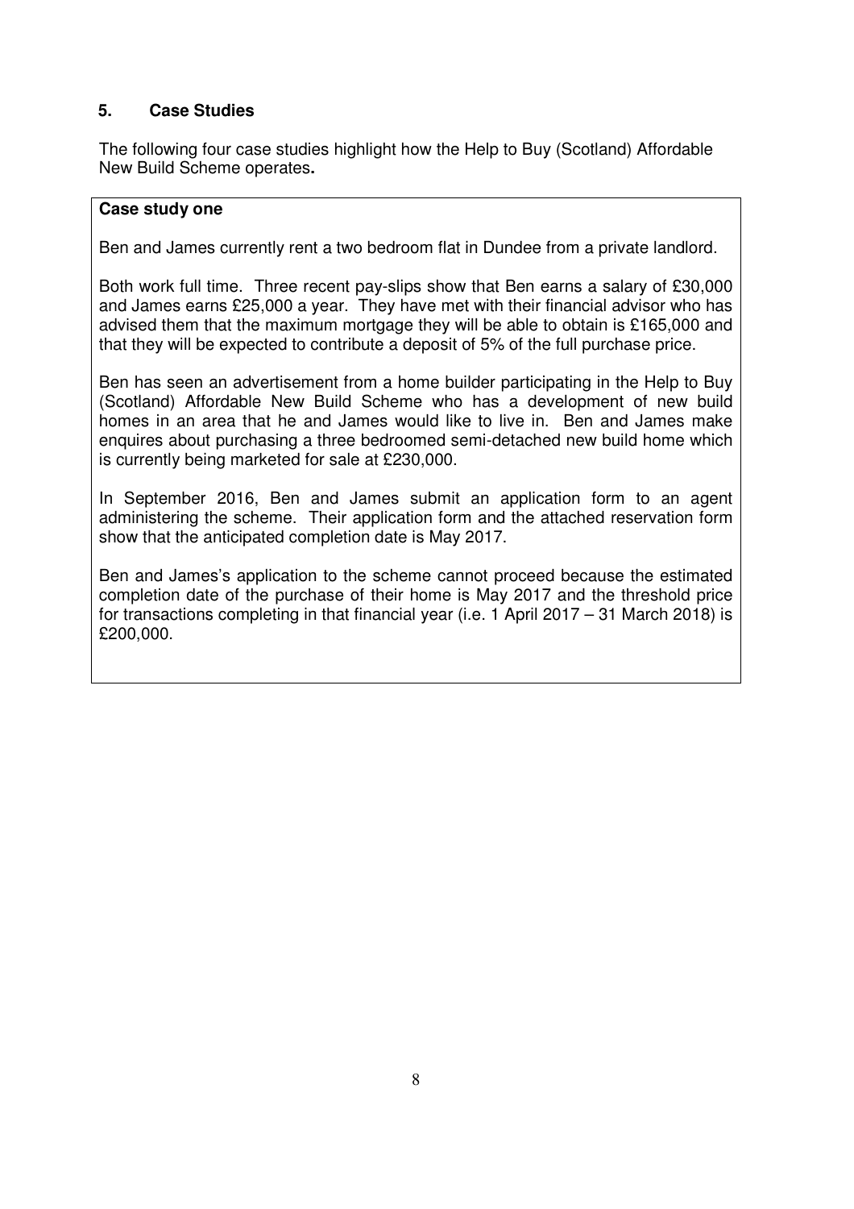## 5. Case Studies

The following four case studies highlight how the Help to Buy (Scotland) Affordable New Build Scheme operates**.**

**Case study one**

Ben and James currently rent a two bedroom flat in Dundee from a private landlord.

Both work full time. Three recent pay-slips show that Ben earns a salary of £30,000 and James earns £25,000 a year. They have met with their financial advisor who has advised them that the maximum mortgage they will be able to obtain is £165,000 and that they will be expected to contribute a deposit of 5% of the full purchase price.

Ben has seen an advertisement from a home builder participating in the Help to Buy (Scotland) Affordable New Build Scheme who has a development of new build homes in an area that he and James would like to live in. Ben and James make enquires about purchasing a three bedroomed semi-detached new build home which is currently being marketed for sale at £230,000.

In September 2016, Ben and James submit an application form to an agent administering the scheme. Their application form and the attached reservation form show that the anticipated completion date is May 2017.

Ben and James's application to the scheme cannot proceed because the estimated completion date of the purchase of their home is May 2017 and the threshold price for transactions completing in that financial year (i.e. 1 April 2017 – 31 March 2018) is £200,000.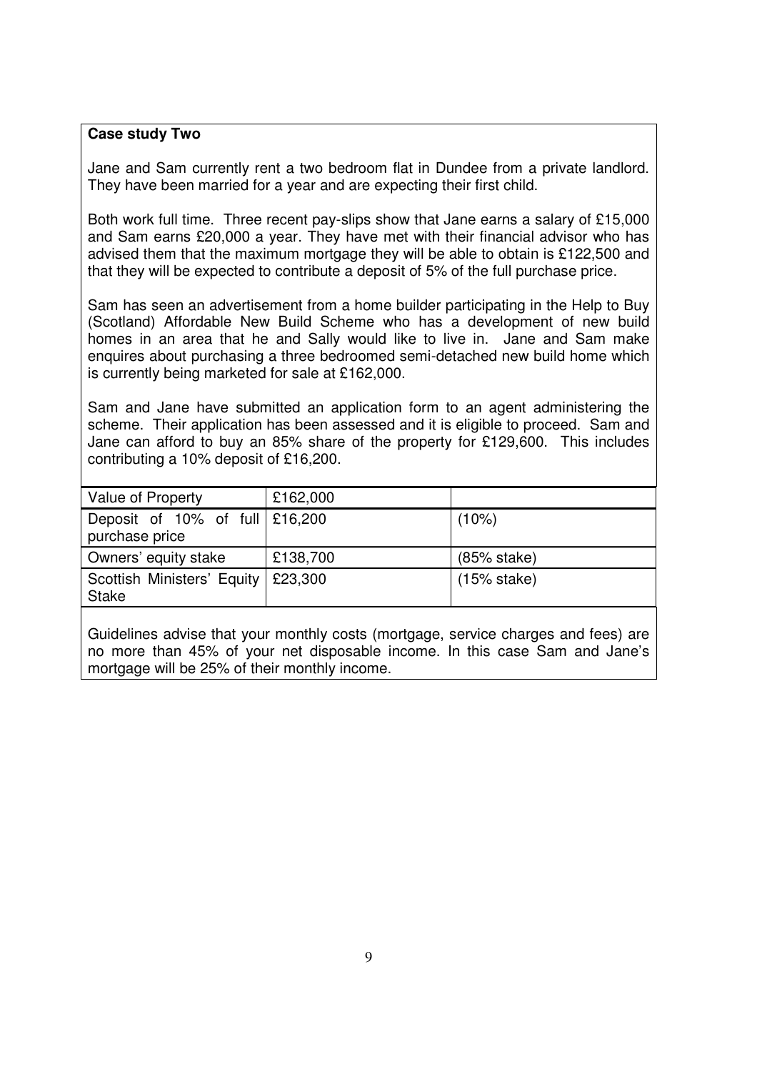**Case study Two**

Jane and Sam currently rent a two bedroom flat in Dundee from a private landlord. They have been married for a year and are expecting their first child.

Both work full time. Three recent pay-slips show that Jane earns a salary of £15,000 and Sam earns £20,000 a year. They have met with their financial advisor who has advised them that the maximum mortgage they will be able to obtain is £122,500 and that they will be expected to contribute a deposit of 5% of the full purchase price.

Sam has seen an advertisement from a home builder participating in the Help to Buy (Scotland) Affordable New Build Scheme who has a development of new build homes in an area that he and Sally would like to live in. Jane and Sam make enquires about purchasing a three bedroomed semi-detached new build home which is currently being marketed for sale at £162,000.

Sam and Jane have submitted an application form to an agent administering the scheme. Their application has been assessed and it is eligible to proceed. Sam and Jane can afford to buy an 85% share of the property for £129,600. This includes contributing a 10% deposit of £16,200.

| Value of Property | £162,000 | |
|---|---|---|
| Deposit of 10% of full purchase price | £16,200 | (10%) |
| Owners' equity stake | £138,700 | (85% stake) |
| Scottish Ministers' Equity Stake | £23,300 | (15% stake) |

Guidelines advise that your monthly costs (mortgage, service charges and fees) are no more than 45% of your net disposable income. In this case Sam and Jane's mortgage will be 25% of their monthly income.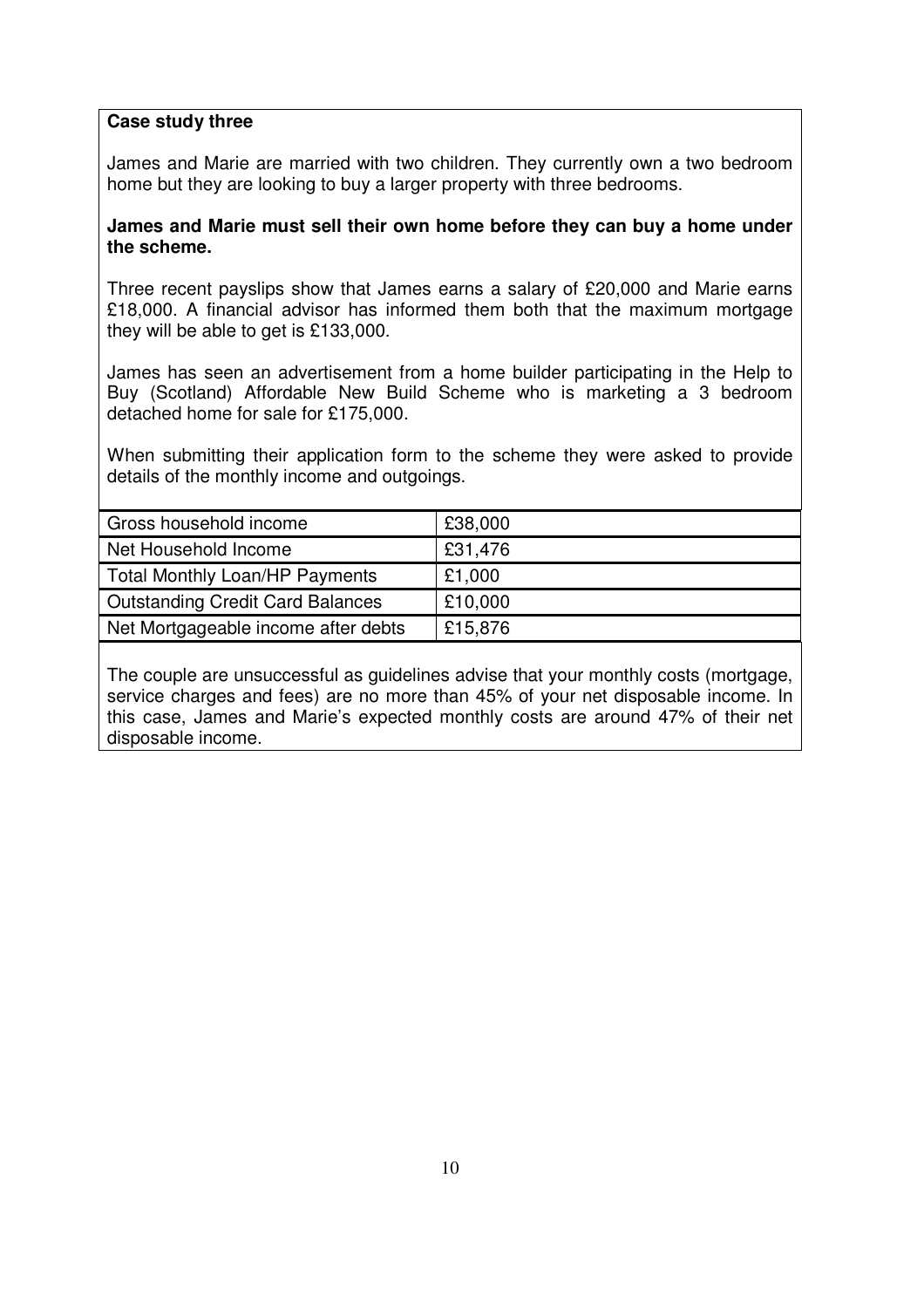**Case study three**

James and Marie are married with two children. They currently own a two bedroom home but they are looking to buy a larger property with three bedrooms.

**James and Marie must sell their own home before they can buy a home under the scheme.**

Three recent payslips show that James earns a salary of £20,000 and Marie earns £18,000. A financial advisor has informed them both that the maximum mortgage they will be able to get is £133,000.

James has seen an advertisement from a home builder participating in the Help to Buy (Scotland) Affordable New Build Scheme who is marketing a 3 bedroom detached home for sale for £175,000.

When submitting their application form to the scheme they were asked to provide details of the monthly income and outgoings.

| | |
|---|---|
| Gross household income | £38,000 |
| Net Household Income | £31,476 |
| Total Monthly Loan/HP Payments | £1,000 |
| Outstanding Credit Card Balances | £10,000 |
| Net Mortgageable income after debts | £15,876 |

The couple are unsuccessful as guidelines advise that your monthly costs (mortgage, service charges and fees) are no more than 45% of your net disposable income. In this case, James and Marie's expected monthly costs are around 47% of their net disposable income.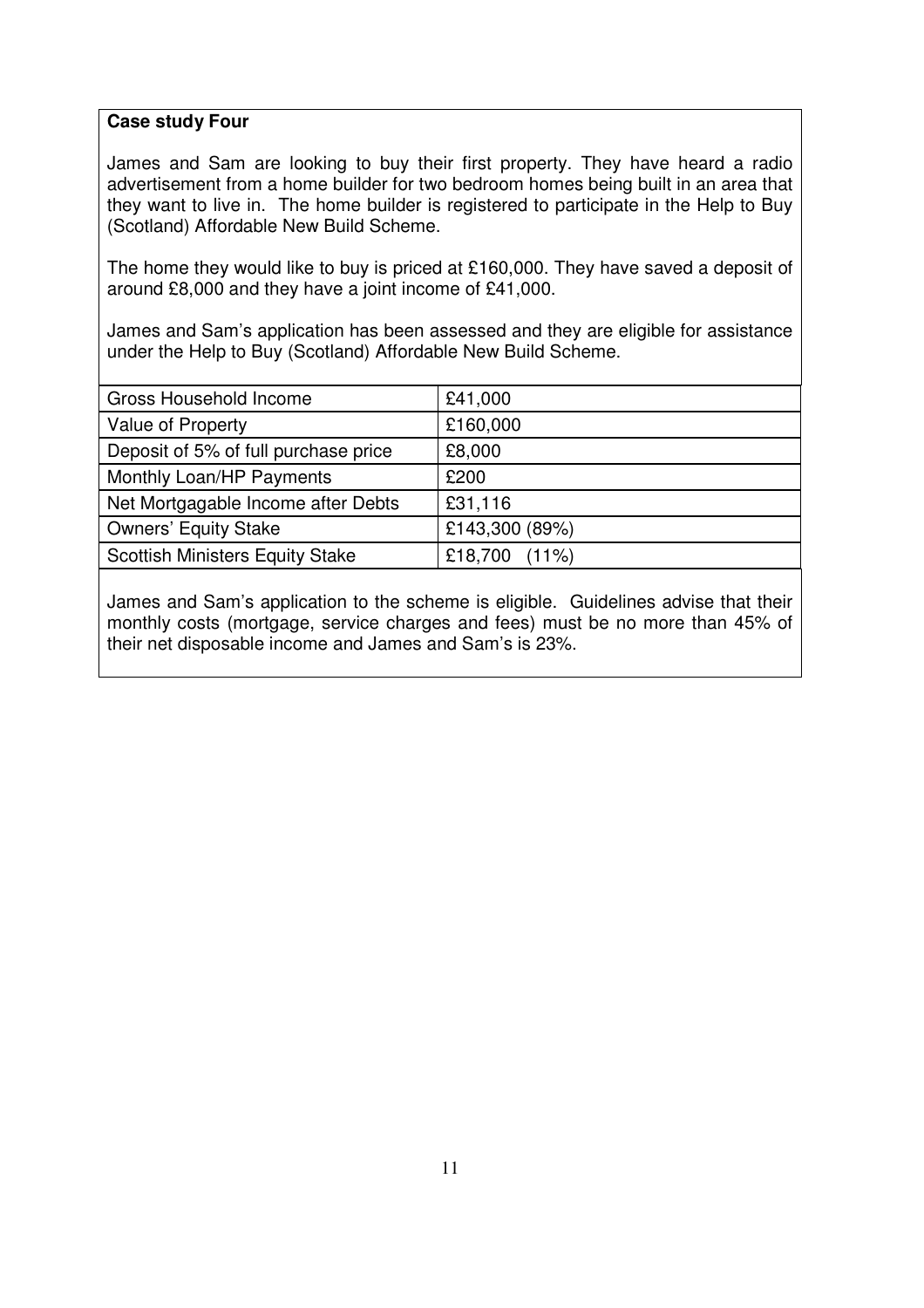**Case study Four**

James and Sam are looking to buy their first property. They have heard a radio advertisement from a home builder for two bedroom homes being built in an area that they want to live in. The home builder is registered to participate in the Help to Buy (Scotland) Affordable New Build Scheme.

The home they would like to buy is priced at £160,000. They have saved a deposit of around £8,000 and they have a joint income of £41,000.

James and Sam's application has been assessed and they are eligible for assistance under the Help to Buy (Scotland) Affordable New Build Scheme.

| Gross Household Income | £41,000 |
|---|---|
| Value of Property | £160,000 |
| Deposit of 5% of full purchase price | £8,000 |
| Monthly Loan/HP Payments | £200 |
| Net Mortgagable Income after Debts | £31,116 |
| Owners' Equity Stake | £143,300 (89%) |
| Scottish Ministers Equity Stake | £18,700 (11%) |

James and Sam's application to the scheme is eligible. Guidelines advise that their monthly costs (mortgage, service charges and fees) must be no more than 45% of their net disposable income and James and Sam's is 23%.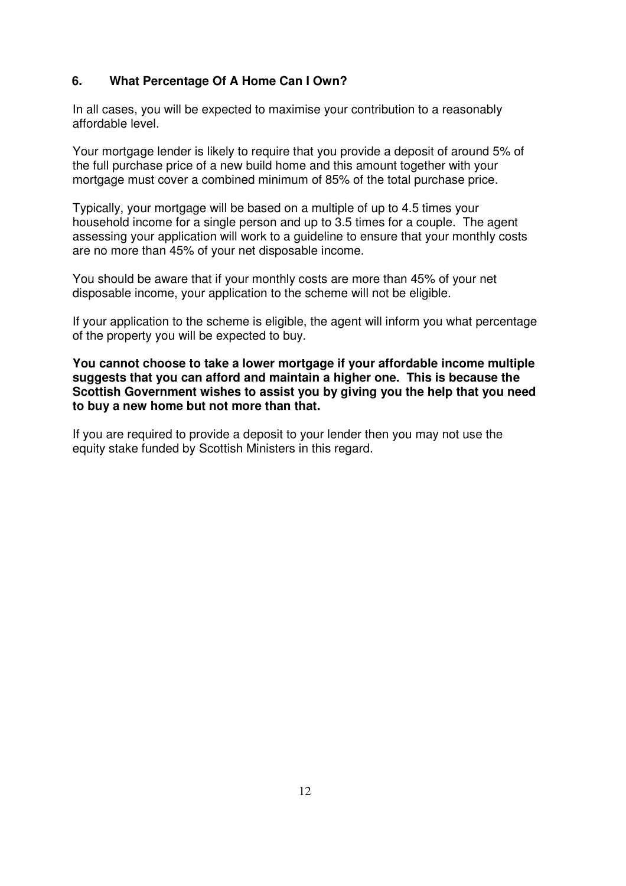## 6. What Percentage Of A Home Can I Own?

In all cases, you will be expected to maximise your contribution to a reasonably affordable level.

Your mortgage lender is likely to require that you provide a deposit of around 5% of the full purchase price of a new build home and this amount together with your mortgage must cover a combined minimum of 85% of the total purchase price.

Typically, your mortgage will be based on a multiple of up to 4.5 times your household income for a single person and up to 3.5 times for a couple. The agent assessing your application will work to a guideline to ensure that your monthly costs are no more than 45% of your net disposable income.

You should be aware that if your monthly costs are more than 45% of your net disposable income, your application to the scheme will not be eligible.

If your application to the scheme is eligible, the agent will inform you what percentage of the property you will be expected to buy.

**You cannot choose to take a lower mortgage if your affordable income multiple suggests that you can afford and maintain a higher one. This is because the Scottish Government wishes to assist you by giving you the help that you need to buy a new home but not more than that.**

If you are required to provide a deposit to your lender then you may not use the equity stake funded by Scottish Ministers in this regard.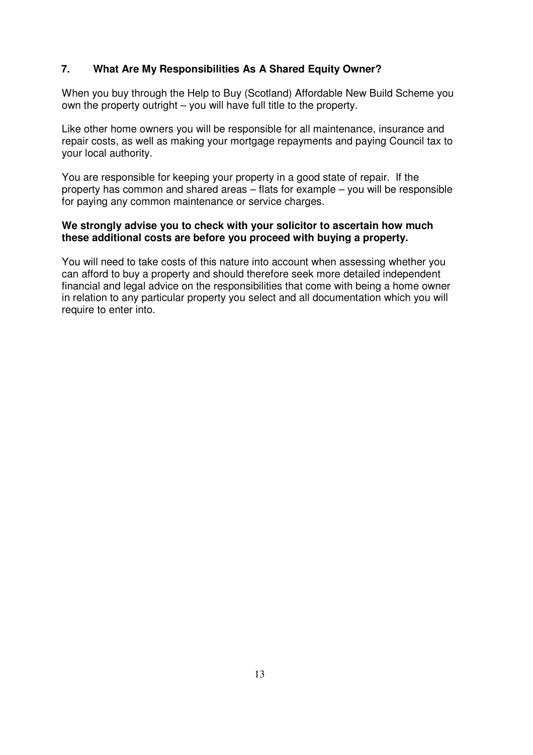## 7. What Are My Responsibilities As A Shared Equity Owner?

When you buy through the Help to Buy (Scotland) Affordable New Build Scheme you own the property outright – you will have full title to the property.

Like other home owners you will be responsible for all maintenance, insurance and repair costs, as well as making your mortgage repayments and paying Council tax to your local authority.

You are responsible for keeping your property in a good state of repair. If the property has common and shared areas – flats for example – you will be responsible for paying any common maintenance or service charges.

**We strongly advise you to check with your solicitor to ascertain how much these additional costs are before you proceed with buying a property.**

You will need to take costs of this nature into account when assessing whether you can afford to buy a property and should therefore seek more detailed independent financial and legal advice on the responsibilities that come with being a home owner in relation to any particular property you select and all documentation which you will require to enter into.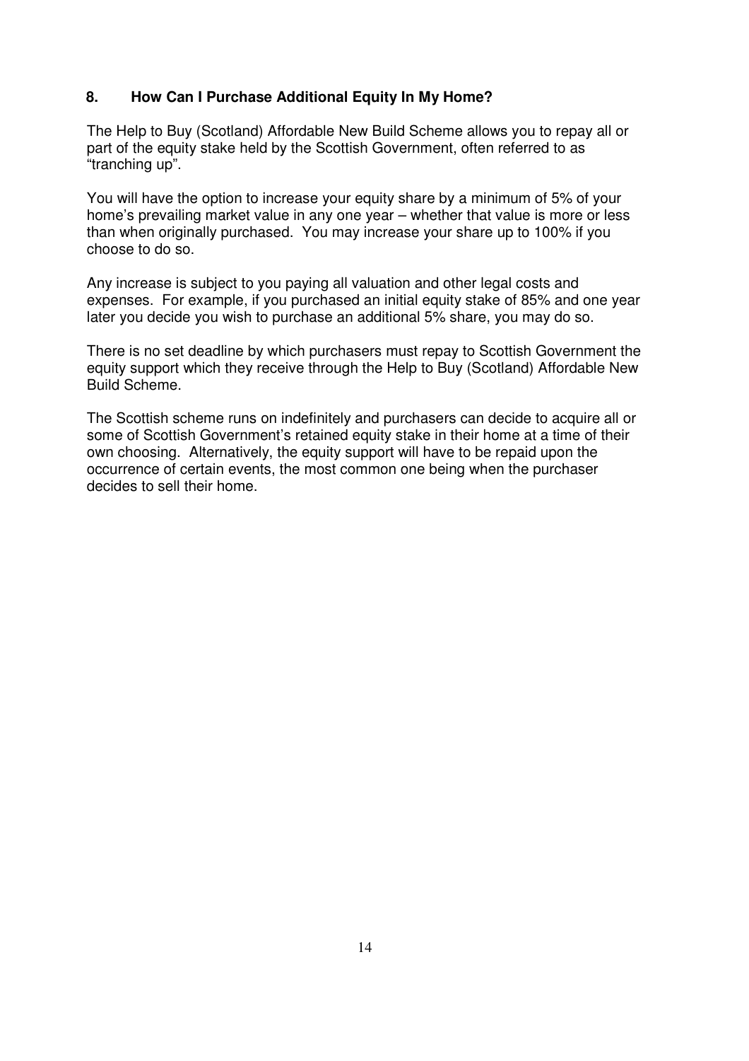## 8. How Can I Purchase Additional Equity In My Home?

The Help to Buy (Scotland) Affordable New Build Scheme allows you to repay all or part of the equity stake held by the Scottish Government, often referred to as "tranching up".

You will have the option to increase your equity share by a minimum of 5% of your home's prevailing market value in any one year – whether that value is more or less than when originally purchased. You may increase your share up to 100% if you choose to do so.

Any increase is subject to you paying all valuation and other legal costs and expenses. For example, if you purchased an initial equity stake of 85% and one year later you decide you wish to purchase an additional 5% share, you may do so.

There is no set deadline by which purchasers must repay to Scottish Government the equity support which they receive through the Help to Buy (Scotland) Affordable New Build Scheme.

The Scottish scheme runs on indefinitely and purchasers can decide to acquire all or some of Scottish Government's retained equity stake in their home at a time of their own choosing. Alternatively, the equity support will have to be repaid upon the occurrence of certain events, the most common one being when the purchaser decides to sell their home.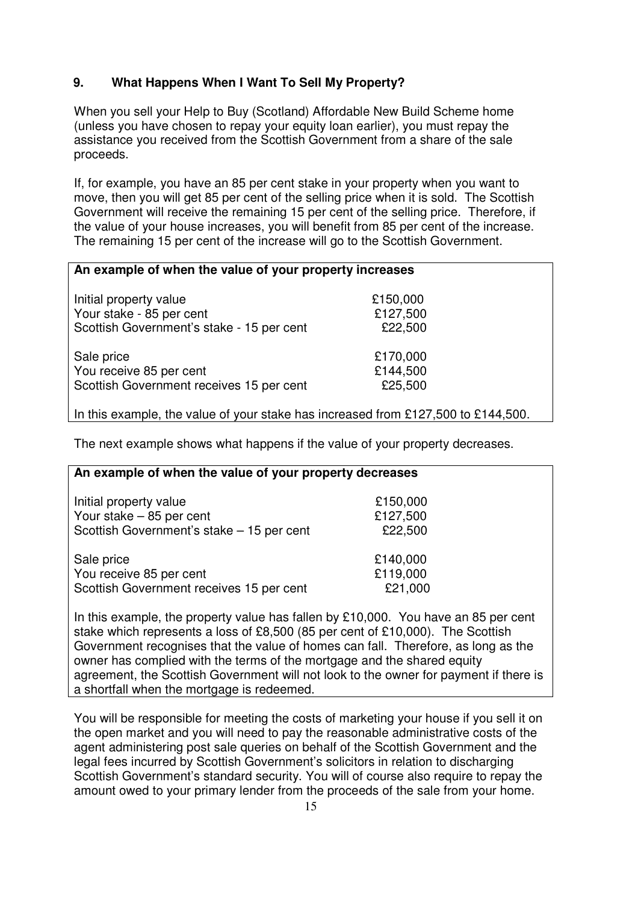## 9. What Happens When I Want To Sell My Property?

When you sell your Help to Buy (Scotland) Affordable New Build Scheme home (unless you have chosen to repay your equity loan earlier), you must repay the assistance you received from the Scottish Government from a share of the sale proceeds.

If, for example, you have an 85 per cent stake in your property when you want to move, then you will get 85 per cent of the selling price when it is sold. The Scottish Government will receive the remaining 15 per cent of the selling price. Therefore, if the value of your house increases, you will benefit from 85 per cent of the increase. The remaining 15 per cent of the increase will go to the Scottish Government.

**An example of when the value of your property increases**

| | |
|---|---|
| Initial property value | £150,000 |
| Your stake - 85 per cent | £127,500 |
| Scottish Government's stake - 15 per cent | £22,500 |
| Sale price | £170,000 |
| You receive 85 per cent | £144,500 |
| Scottish Government receives 15 per cent | £25,500 |

In this example, the value of your stake has increased from £127,500 to £144,500.

The next example shows what happens if the value of your property decreases.

**An example of when the value of your property decreases**

| | |
|---|---|
| Initial property value | £150,000 |
| Your stake – 85 per cent | £127,500 |
| Scottish Government's stake – 15 per cent | £22,500 |
| Sale price | £140,000 |
| You receive 85 per cent | £119,000 |
| Scottish Government receives 15 per cent | £21,000 |

In this example, the property value has fallen by £10,000. You have an 85 per cent stake which represents a loss of £8,500 (85 per cent of £10,000). The Scottish Government recognises that the value of homes can fall. Therefore, as long as the owner has complied with the terms of the mortgage and the shared equity agreement, the Scottish Government will not look to the owner for payment if there is a shortfall when the mortgage is redeemed.

You will be responsible for meeting the costs of marketing your house if you sell it on the open market and you will need to pay the reasonable administrative costs of the agent administering post sale queries on behalf of the Scottish Government and the legal fees incurred by Scottish Government's solicitors in relation to discharging Scottish Government's standard security. You will of course also require to repay the amount owed to your primary lender from the proceeds of the sale from your home.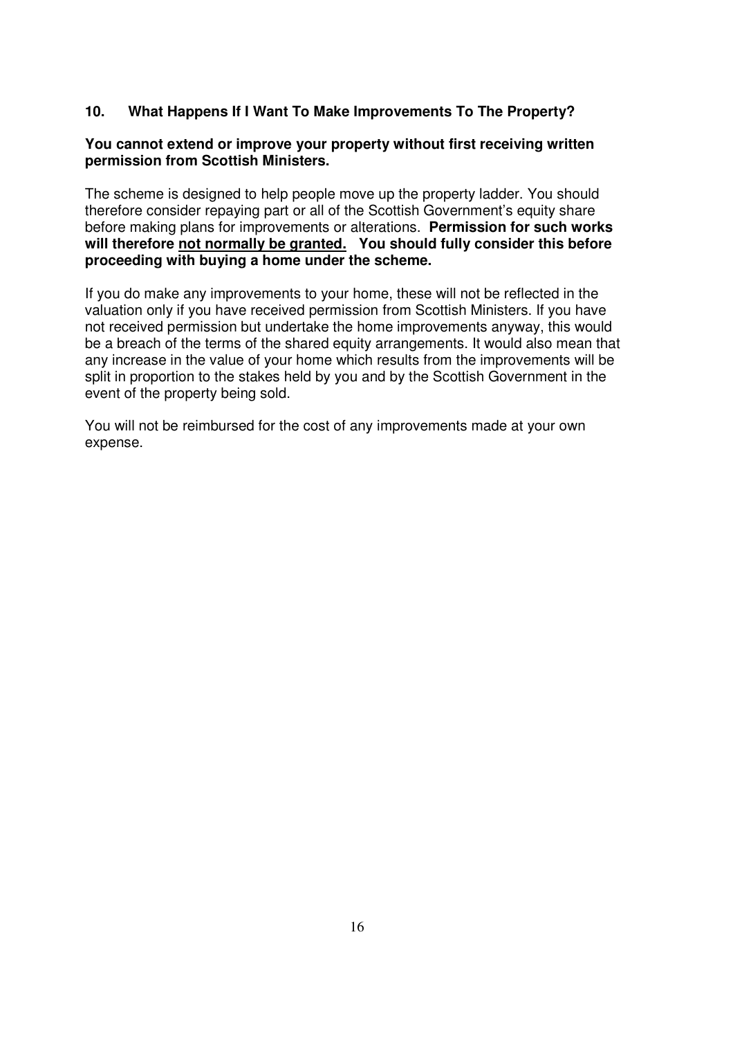## 10. What Happens If I Want To Make Improvements To The Property?

**You cannot extend or improve your property without first receiving written permission from Scottish Ministers.**

The scheme is designed to help people move up the property ladder. You should therefore consider repaying part or all of the Scottish Government's equity share before making plans for improvements or alterations. **Permission for such works will therefore <u>not normally be granted.</u> You should fully consider this before proceeding with buying a home under the scheme.**

If you do make any improvements to your home, these will not be reflected in the valuation only if you have received permission from Scottish Ministers. If you have not received permission but undertake the home improvements anyway, this would be a breach of the terms of the shared equity arrangements. It would also mean that any increase in the value of your home which results from the improvements will be split in proportion to the stakes held by you and by the Scottish Government in the event of the property being sold.

You will not be reimbursed for the cost of any improvements made at your own expense.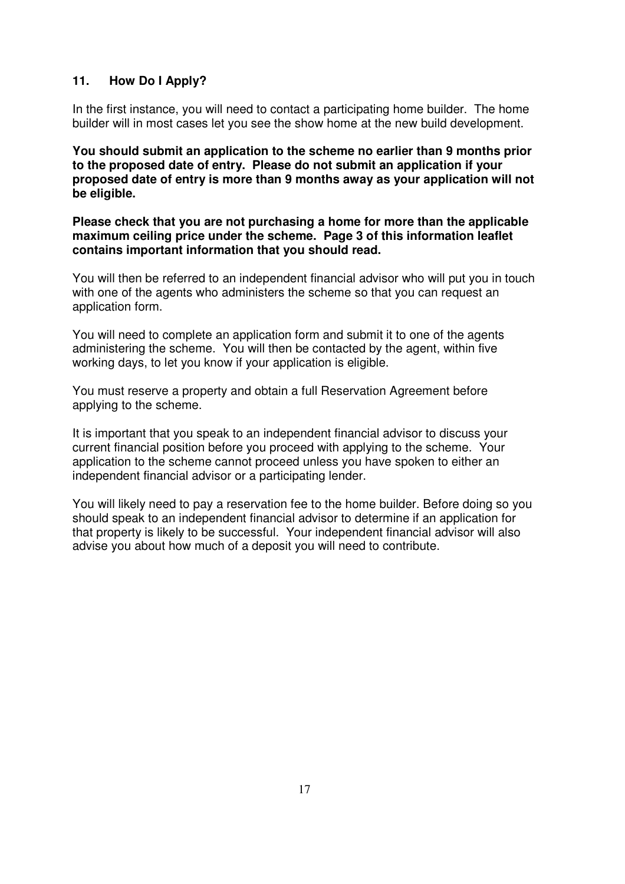## 11. How Do I Apply?

In the first instance, you will need to contact a participating home builder. The home builder will in most cases let you see the show home at the new build development.

**You should submit an application to the scheme no earlier than 9 months prior to the proposed date of entry. Please do not submit an application if your proposed date of entry is more than 9 months away as your application will not be eligible.**

**Please check that you are not purchasing a home for more than the applicable maximum ceiling price under the scheme. Page 3 of this information leaflet contains important information that you should read.**

You will then be referred to an independent financial advisor who will put you in touch with one of the agents who administers the scheme so that you can request an application form.

You will need to complete an application form and submit it to one of the agents administering the scheme. You will then be contacted by the agent, within five working days, to let you know if your application is eligible.

You must reserve a property and obtain a full Reservation Agreement before applying to the scheme.

It is important that you speak to an independent financial advisor to discuss your current financial position before you proceed with applying to the scheme. Your application to the scheme cannot proceed unless you have spoken to either an independent financial advisor or a participating lender.

You will likely need to pay a reservation fee to the home builder. Before doing so you should speak to an independent financial advisor to determine if an application for that property is likely to be successful. Your independent financial advisor will also advise you about how much of a deposit you will need to contribute.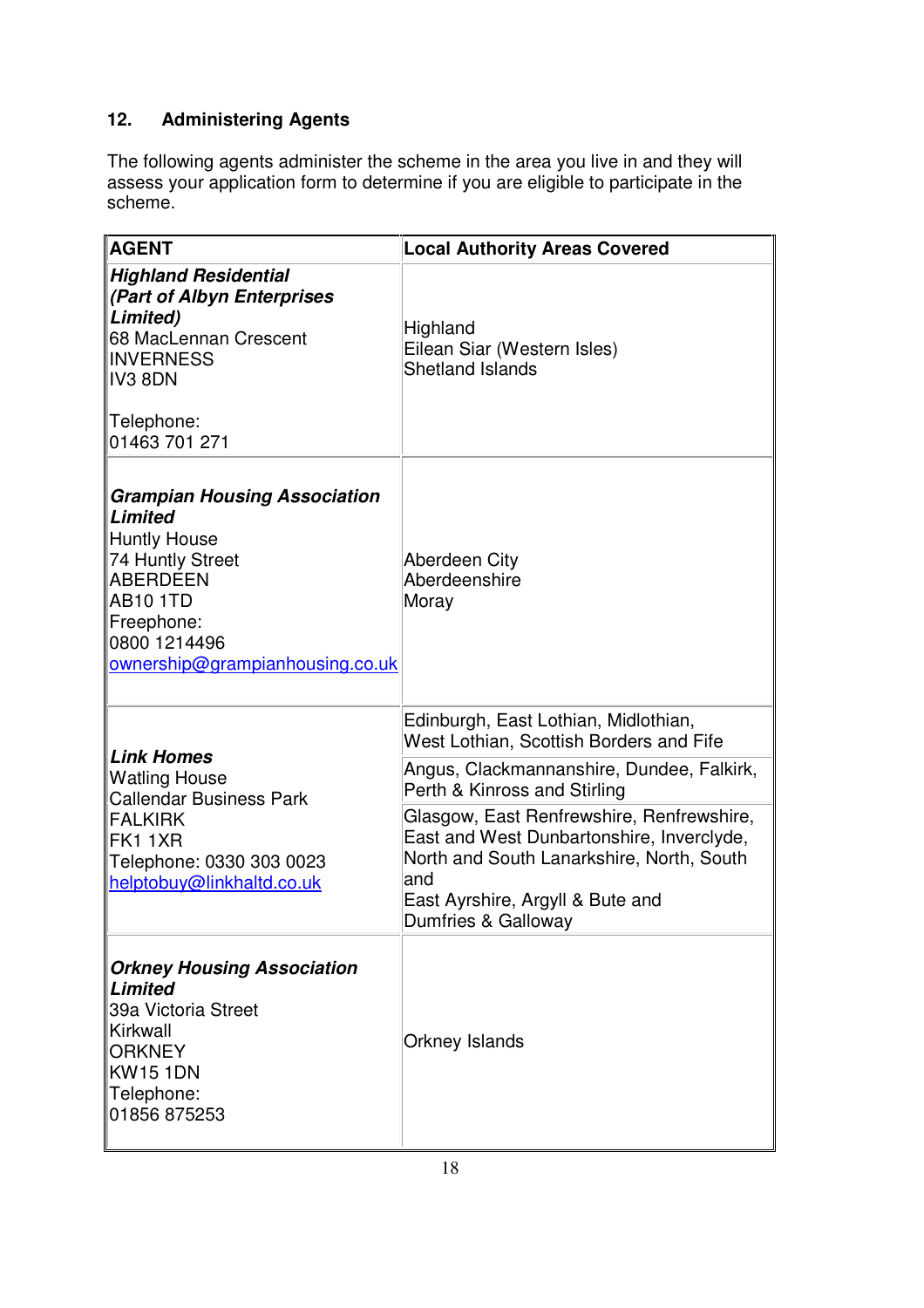## 12. Administering Agents

The following agents administer the scheme in the area you live in and they will assess your application form to determine if you are eligible to participate in the scheme.

| AGENT | Local Authority Areas Covered |
|---|---|
| ***Highland Residential (Part of Albyn Enterprises Limited)***<br>68 MacLennan Crescent<br>INVERNESS<br>IV3 8DN<br><br>Telephone:<br>01463 701 271 | Highland<br>Eilean Siar (Western Isles)<br>Shetland Islands |
| ***Grampian Housing Association Limited***<br>Huntly House<br>74 Huntly Street<br>ABERDEEN<br>AB10 1TD<br>Freephone:<br>0800 1214496<br>ownership@grampianhousing.co.uk | Aberdeen City<br>Aberdeenshire<br>Moray |
| ***Link Homes***<br>Watling House<br>Callendar Business Park<br>FALKIRK<br>FK1 1XR<br>Telephone: 0330 303 0023<br>helptobuy@linkhaltd.co.uk | Edinburgh, East Lothian, Midlothian, West Lothian, Scottish Borders and Fife<br><br>Angus, Clackmannanshire, Dundee, Falkirk, Perth & Kinross and Stirling<br><br>Glasgow, East Renfrewshire, Renfrewshire, East and West Dunbartonshire, Inverclyde, North and South Lanarkshire, North, South and East Ayrshire, Argyll & Bute and Dumfries & Galloway |
| ***Orkney Housing Association Limited***<br>39a Victoria Street<br>Kirkwall<br>ORKNEY<br>KW15 1DN<br>Telephone:<br>01856 875253 | Orkney Islands |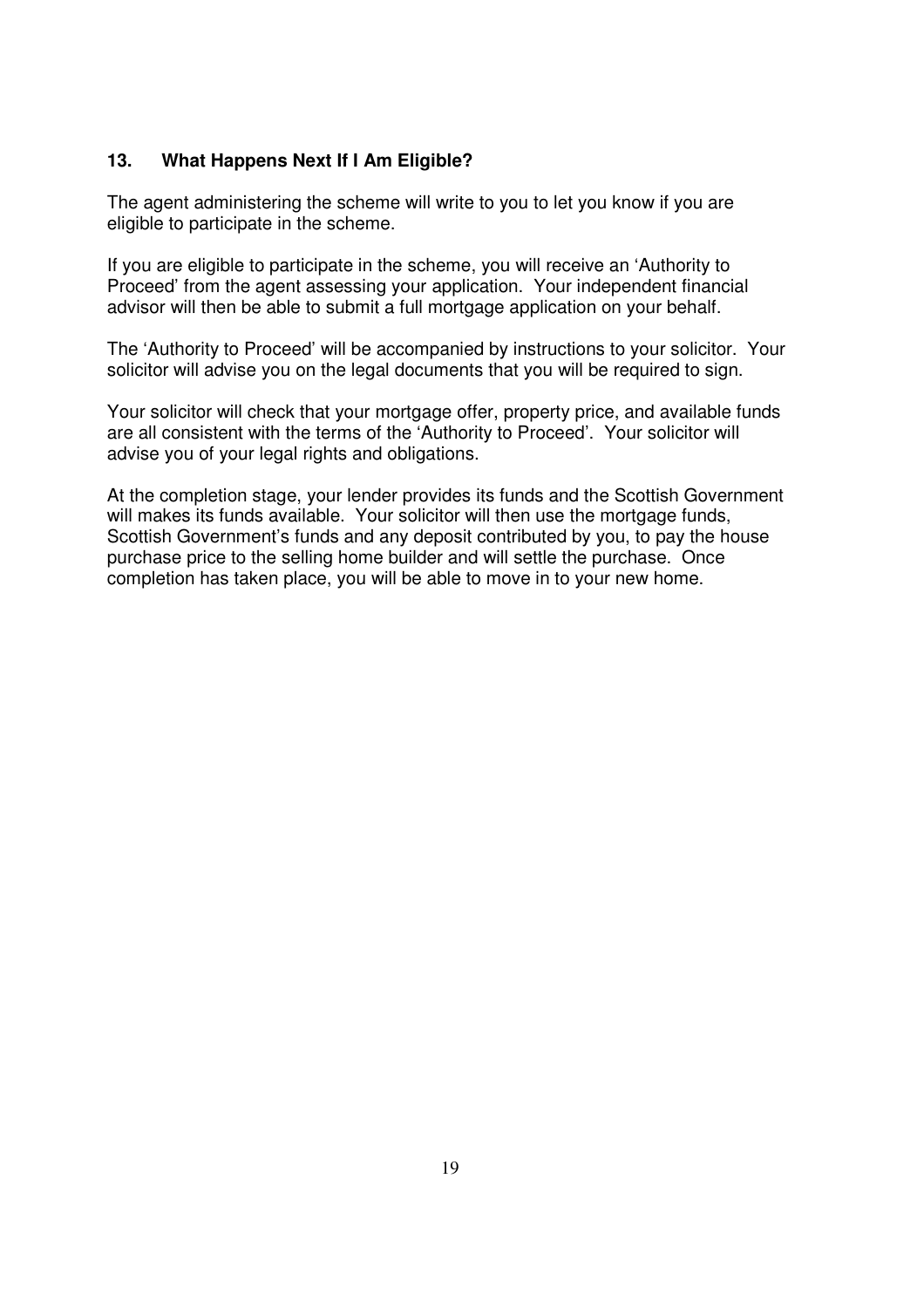## 13. What Happens Next If I Am Eligible?

The agent administering the scheme will write to you to let you know if you are eligible to participate in the scheme.

If you are eligible to participate in the scheme, you will receive an 'Authority to Proceed' from the agent assessing your application. Your independent financial advisor will then be able to submit a full mortgage application on your behalf.

The 'Authority to Proceed' will be accompanied by instructions to your solicitor. Your solicitor will advise you on the legal documents that you will be required to sign.

Your solicitor will check that your mortgage offer, property price, and available funds are all consistent with the terms of the 'Authority to Proceed'. Your solicitor will advise you of your legal rights and obligations.

At the completion stage, your lender provides its funds and the Scottish Government will makes its funds available. Your solicitor will then use the mortgage funds, Scottish Government's funds and any deposit contributed by you, to pay the house purchase price to the selling home builder and will settle the purchase. Once completion has taken place, you will be able to move in to your new home.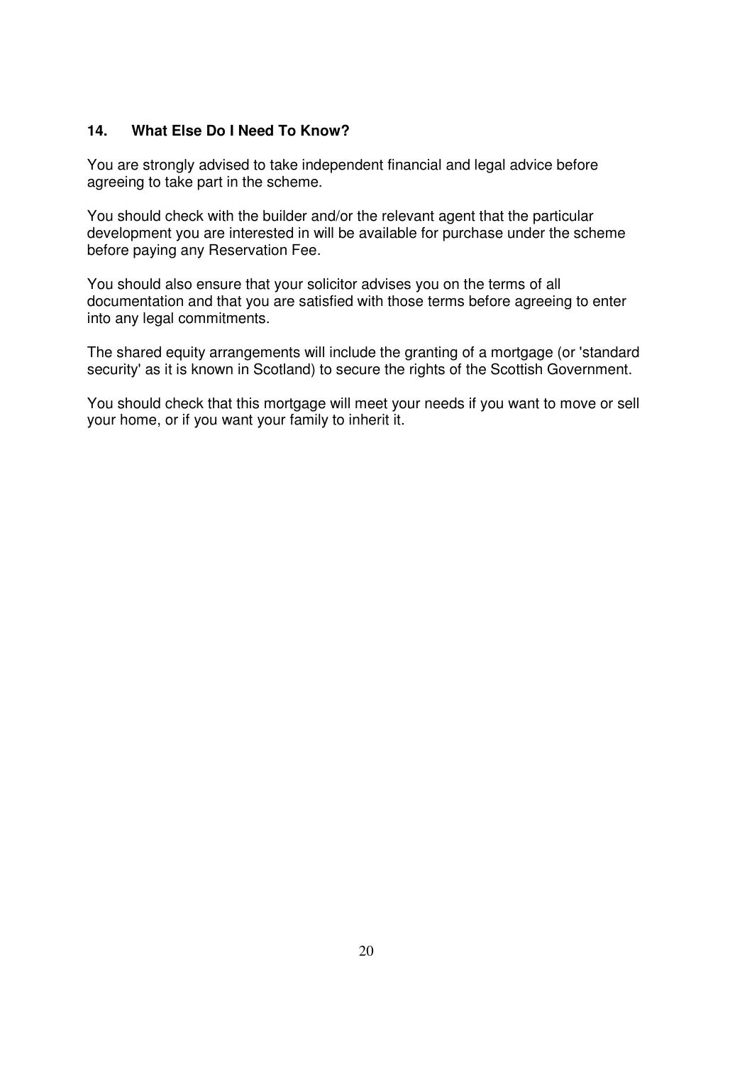## 14. What Else Do I Need To Know?

You are strongly advised to take independent financial and legal advice before agreeing to take part in the scheme.

You should check with the builder and/or the relevant agent that the particular development you are interested in will be available for purchase under the scheme before paying any Reservation Fee.

You should also ensure that your solicitor advises you on the terms of all documentation and that you are satisfied with those terms before agreeing to enter into any legal commitments.

The shared equity arrangements will include the granting of a mortgage (or 'standard security' as it is known in Scotland) to secure the rights of the Scottish Government.

You should check that this mortgage will meet your needs if you want to move or sell your home, or if you want your family to inherit it.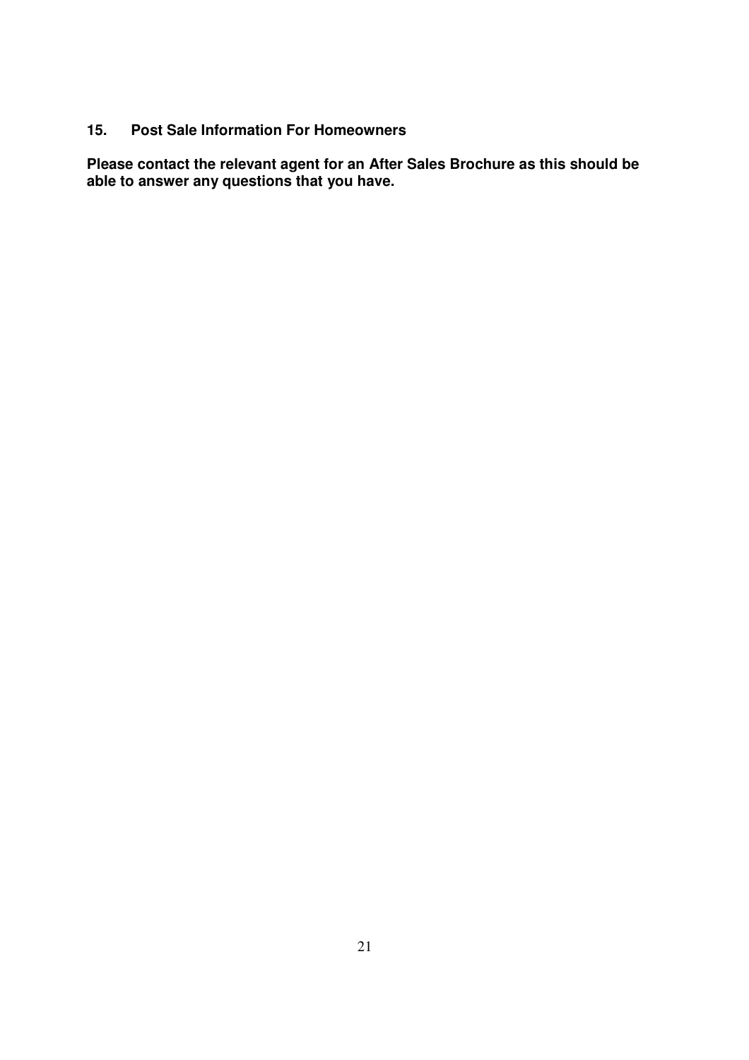## 15. Post Sale Information For Homeowners

**Please contact the relevant agent for an After Sales Brochure as this should be able to answer any questions that you have.**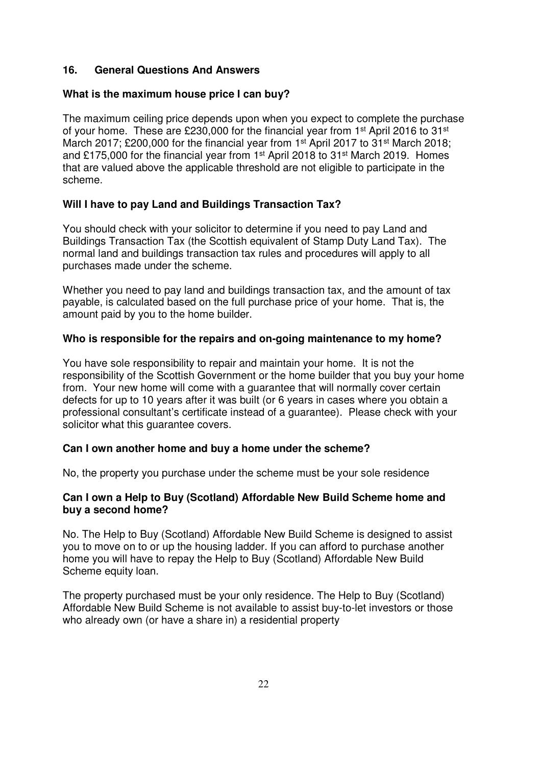## 16. General Questions And Answers

### What is the maximum house price I can buy?

The maximum ceiling price depends upon when you expect to complete the purchase of your home. These are £230,000 for the financial year from 1st April 2016 to 31st March 2017; £200,000 for the financial year from 1st April 2017 to 31st March 2018; and £175,000 for the financial year from 1st April 2018 to 31st March 2019. Homes that are valued above the applicable threshold are not eligible to participate in the scheme.

### Will I have to pay Land and Buildings Transaction Tax?

You should check with your solicitor to determine if you need to pay Land and Buildings Transaction Tax (the Scottish equivalent of Stamp Duty Land Tax). The normal land and buildings transaction tax rules and procedures will apply to all purchases made under the scheme.

Whether you need to pay land and buildings transaction tax, and the amount of tax payable, is calculated based on the full purchase price of your home. That is, the amount paid by you to the home builder.

### Who is responsible for the repairs and on-going maintenance to my home?

You have sole responsibility to repair and maintain your home. It is not the responsibility of the Scottish Government or the home builder that you buy your home from. Your new home will come with a guarantee that will normally cover certain defects for up to 10 years after it was built (or 6 years in cases where you obtain a professional consultant's certificate instead of a guarantee). Please check with your solicitor what this guarantee covers.

### Can I own another home and buy a home under the scheme?

No, the property you purchase under the scheme must be your sole residence

### Can I own a Help to Buy (Scotland) Affordable New Build Scheme home and buy a second home?

No. The Help to Buy (Scotland) Affordable New Build Scheme is designed to assist you to move on to or up the housing ladder. If you can afford to purchase another home you will have to repay the Help to Buy (Scotland) Affordable New Build Scheme equity loan.

The property purchased must be your only residence. The Help to Buy (Scotland) Affordable New Build Scheme is not available to assist buy-to-let investors or those who already own (or have a share in) a residential property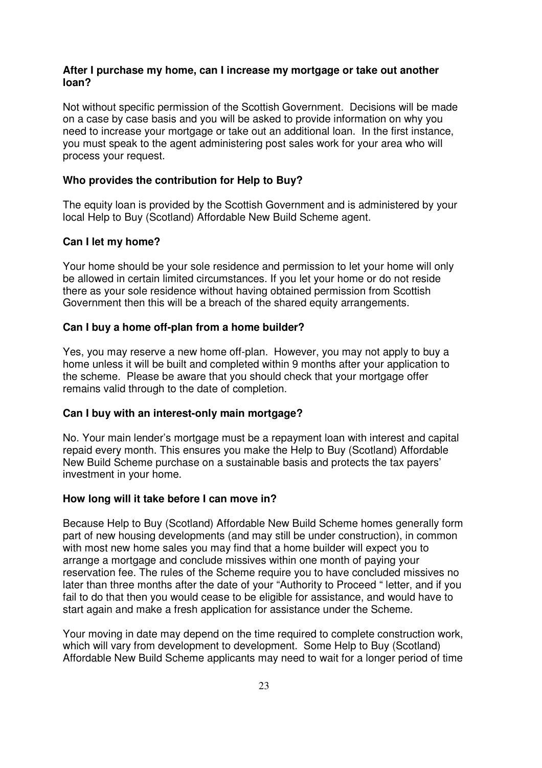**After I purchase my home, can I increase my mortgage or take out another loan?**

Not without specific permission of the Scottish Government. Decisions will be made on a case by case basis and you will be asked to provide information on why you need to increase your mortgage or take out an additional loan. In the first instance, you must speak to the agent administering post sales work for your area who will process your request.

**Who provides the contribution for Help to Buy?**

The equity loan is provided by the Scottish Government and is administered by your local Help to Buy (Scotland) Affordable New Build Scheme agent.

**Can I let my home?**

Your home should be your sole residence and permission to let your home will only be allowed in certain limited circumstances. If you let your home or do not reside there as your sole residence without having obtained permission from Scottish Government then this will be a breach of the shared equity arrangements.

**Can I buy a home off-plan from a home builder?**

Yes, you may reserve a new home off-plan. However, you may not apply to buy a home unless it will be built and completed within 9 months after your application to the scheme. Please be aware that you should check that your mortgage offer remains valid through to the date of completion.

**Can I buy with an interest-only main mortgage?**

No. Your main lender's mortgage must be a repayment loan with interest and capital repaid every month. This ensures you make the Help to Buy (Scotland) Affordable New Build Scheme purchase on a sustainable basis and protects the tax payers' investment in your home.

**How long will it take before I can move in?**

Because Help to Buy (Scotland) Affordable New Build Scheme homes generally form part of new housing developments (and may still be under construction), in common with most new home sales you may find that a home builder will expect you to arrange a mortgage and conclude missives within one month of paying your reservation fee. The rules of the Scheme require you to have concluded missives no later than three months after the date of your "Authority to Proceed " letter, and if you fail to do that then you would cease to be eligible for assistance, and would have to start again and make a fresh application for assistance under the Scheme.

Your moving in date may depend on the time required to complete construction work, which will vary from development to development. Some Help to Buy (Scotland) Affordable New Build Scheme applicants may need to wait for a longer period of time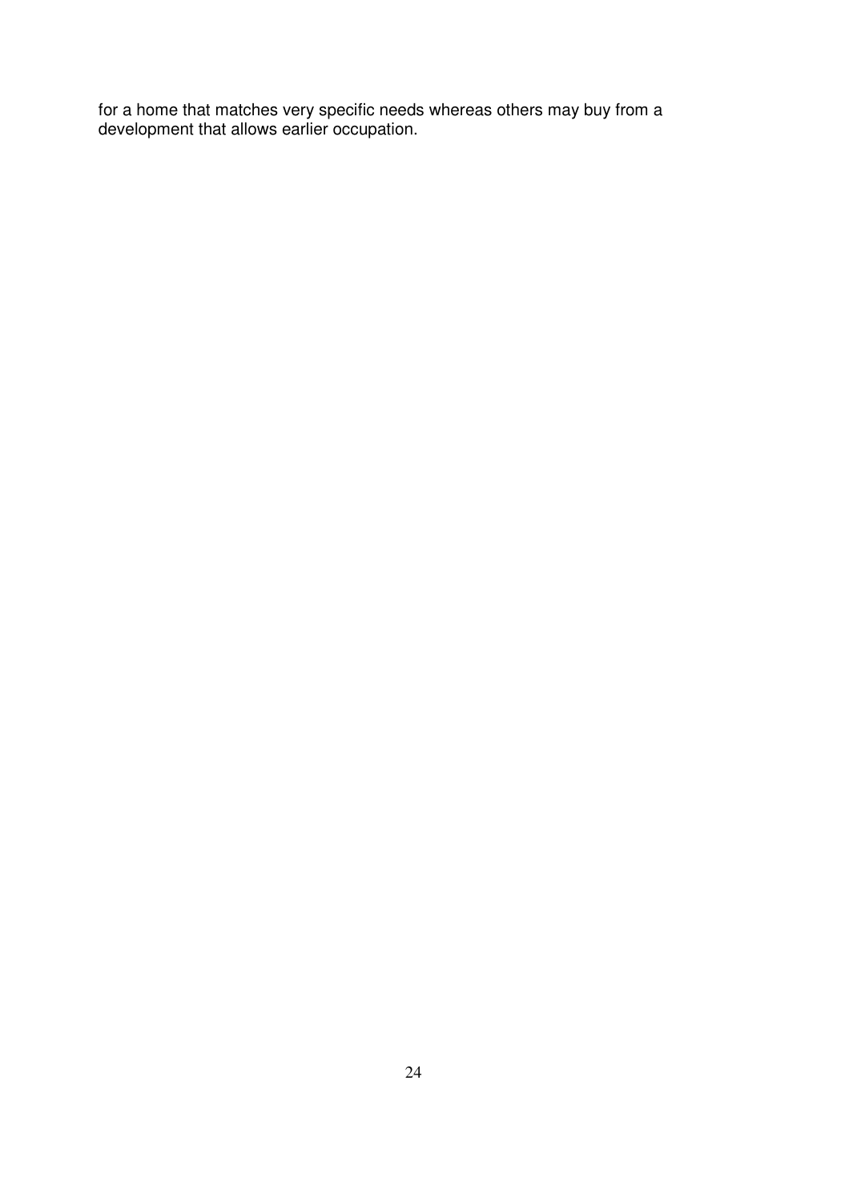for a home that matches very specific needs whereas others may buy from a development that allows earlier occupation.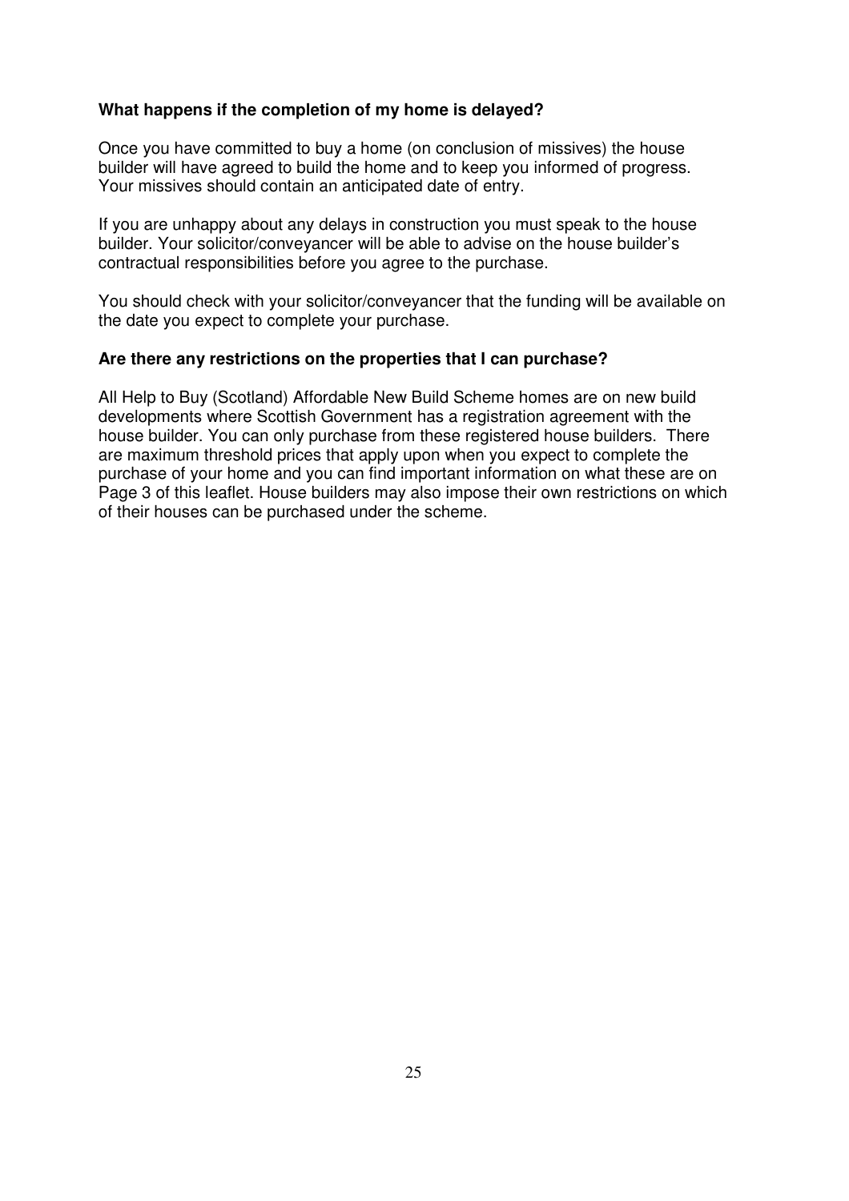**What happens if the completion of my home is delayed?**

Once you have committed to buy a home (on conclusion of missives) the house builder will have agreed to build the home and to keep you informed of progress. Your missives should contain an anticipated date of entry.

If you are unhappy about any delays in construction you must speak to the house builder. Your solicitor/conveyancer will be able to advise on the house builder's contractual responsibilities before you agree to the purchase.

You should check with your solicitor/conveyancer that the funding will be available on the date you expect to complete your purchase.

**Are there any restrictions on the properties that I can purchase?**

All Help to Buy (Scotland) Affordable New Build Scheme homes are on new build developments where Scottish Government has a registration agreement with the house builder. You can only purchase from these registered house builders. There are maximum threshold prices that apply upon when you expect to complete the purchase of your home and you can find important information on what these are on Page 3 of this leaflet. House builders may also impose their own restrictions on which of their houses can be purchased under the scheme.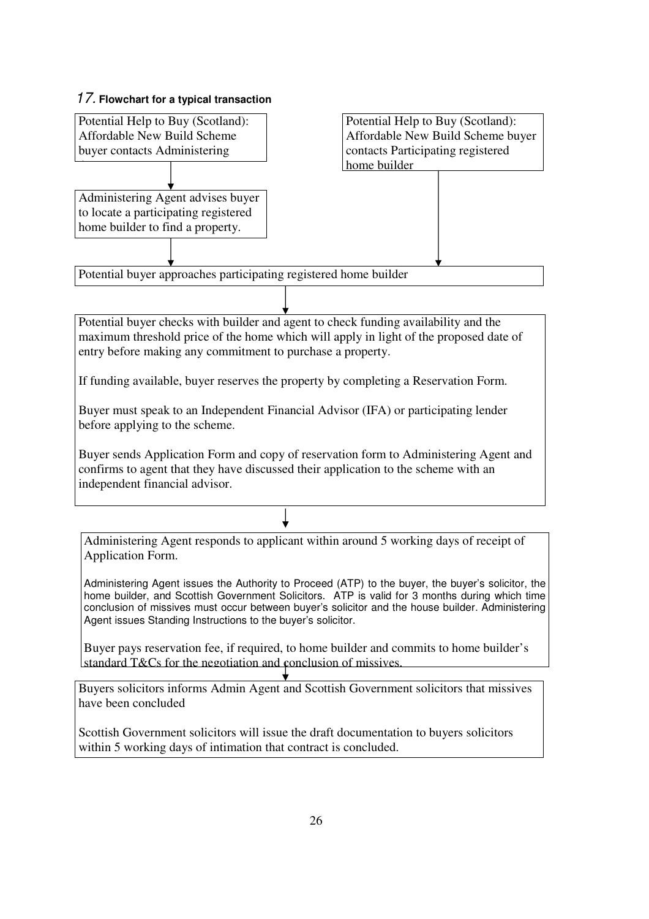## 17. Flowchart for a typical transaction

Potential Help to Buy (Scotland): Affordable New Build Scheme buyer contacts Administering Agent

↓

Administering Agent advises buyer to locate a participating registered home builder to find a property.

↓

Potential Help to Buy (Scotland): Affordable New Build Scheme buyer contacts Participating registered home builder

↓

Potential buyer approaches participating registered home builder

↓

Potential buyer checks with builder and agent to check funding availability and the maximum threshold price of the home which will apply in light of the proposed date of entry before making any commitment to purchase a property.

If funding available, buyer reserves the property by completing a Reservation Form.

Buyer must speak to an Independent Financial Advisor (IFA) or participating lender before applying to the scheme.

Buyer sends Application Form and copy of reservation form to Administering Agent and confirms to agent that they have discussed their application to the scheme with an independent financial advisor.

↓

Administering Agent responds to applicant within around 5 working days of receipt of Application Form.

Administering Agent issues the Authority to Proceed (ATP) to the buyer, the buyer's solicitor, the home builder, and Scottish Government Solicitors. ATP is valid for 3 months during which time conclusion of missives must occur between buyer's solicitor and the house builder. Administering Agent issues Standing Instructions to the buyer's solicitor.

Buyer pays reservation fee, if required, to home builder and commits to home builder's standard T&Cs for the negotiation and conclusion of missives.

↓

Buyers solicitors informs Admin Agent and Scottish Government solicitors that missives have been concluded

Scottish Government solicitors will issue the draft documentation to buyers solicitors within 5 working days of intimation that contract is concluded.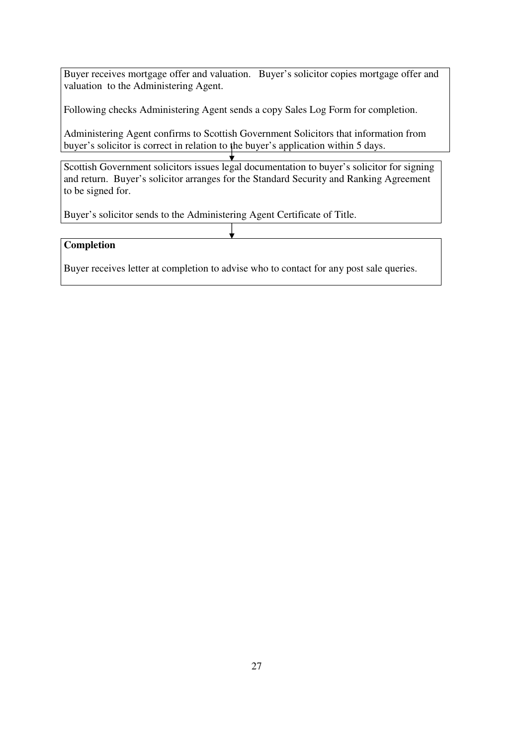Buyer receives mortgage offer and valuation. Buyer's solicitor copies mortgage offer and valuation to the Administering Agent.

Following checks Administering Agent sends a copy Sales Log Form for completion.

Administering Agent confirms to Scottish Government Solicitors that information from buyer's solicitor is correct in relation to the buyer's application within 5 days.

↓

Scottish Government solicitors issues legal documentation to buyer's solicitor for signing and return. Buyer's solicitor arranges for the Standard Security and Ranking Agreement to be signed for.

Buyer's solicitor sends to the Administering Agent Certificate of Title.

↓

**Completion**

Buyer receives letter at completion to advise who to contact for any post sale queries.